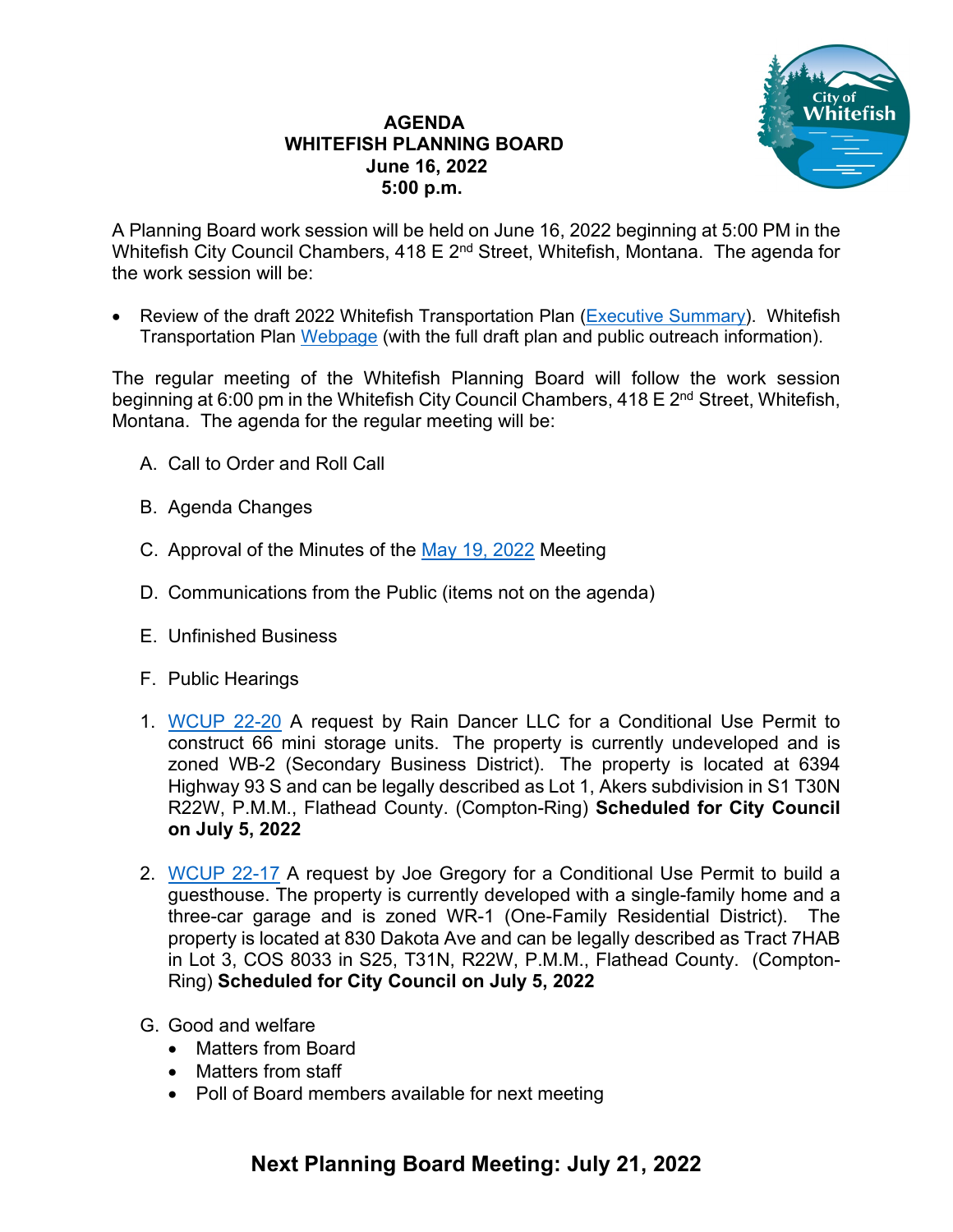# AGENDA
## WHITEFISH PLANNING BOARD
### June 16, 2022
### 5:00 p.m.

A Planning Board work session will be held on June 16, 2022 beginning at 5:00 PM in the Whitefish City Council Chambers, 418 E 2nd Street, Whitefish, Montana. The agenda for the work session will be:

- Review of the draft 2022 Whitefish Transportation Plan (Executive Summary). Whitefish Transportation Plan Webpage (with the full draft plan and public outreach information).

The regular meeting of the Whitefish Planning Board will follow the work session beginning at 6:00 pm in the Whitefish City Council Chambers, 418 E 2nd Street, Whitefish, Montana. The agenda for the regular meeting will be:

A. Call to Order and Roll Call

B. Agenda Changes

C. Approval of the Minutes of the May 19, 2022 Meeting

D. Communications from the Public (items not on the agenda)

E. Unfinished Business

F. Public Hearings

1. WCUP 22-20 A request by Rain Dancer LLC for a Conditional Use Permit to construct 66 mini storage units. The property is currently undeveloped and is zoned WB-2 (Secondary Business District). The property is located at 6394 Highway 93 S and can be legally described as Lot 1, Akers subdivision in S1 T30N R22W, P.M.M., Flathead County. (Compton-Ring) **Scheduled for City Council on July 5, 2022**

2. WCUP 22-17 A request by Joe Gregory for a Conditional Use Permit to build a guesthouse. The property is currently developed with a single-family home and a three-car garage and is zoned WR-1 (One-Family Residential District). The property is located at 830 Dakota Ave and can be legally described as Tract 7HAB in Lot 3, COS 8033 in S25, T31N, R22W, P.M.M., Flathead County. (Compton-Ring) **Scheduled for City Council on July 5, 2022**

G. Good and welfare
- Matters from Board
- Matters from staff
- Poll of Board members available for next meeting

## Next Planning Board Meeting: July 21, 2022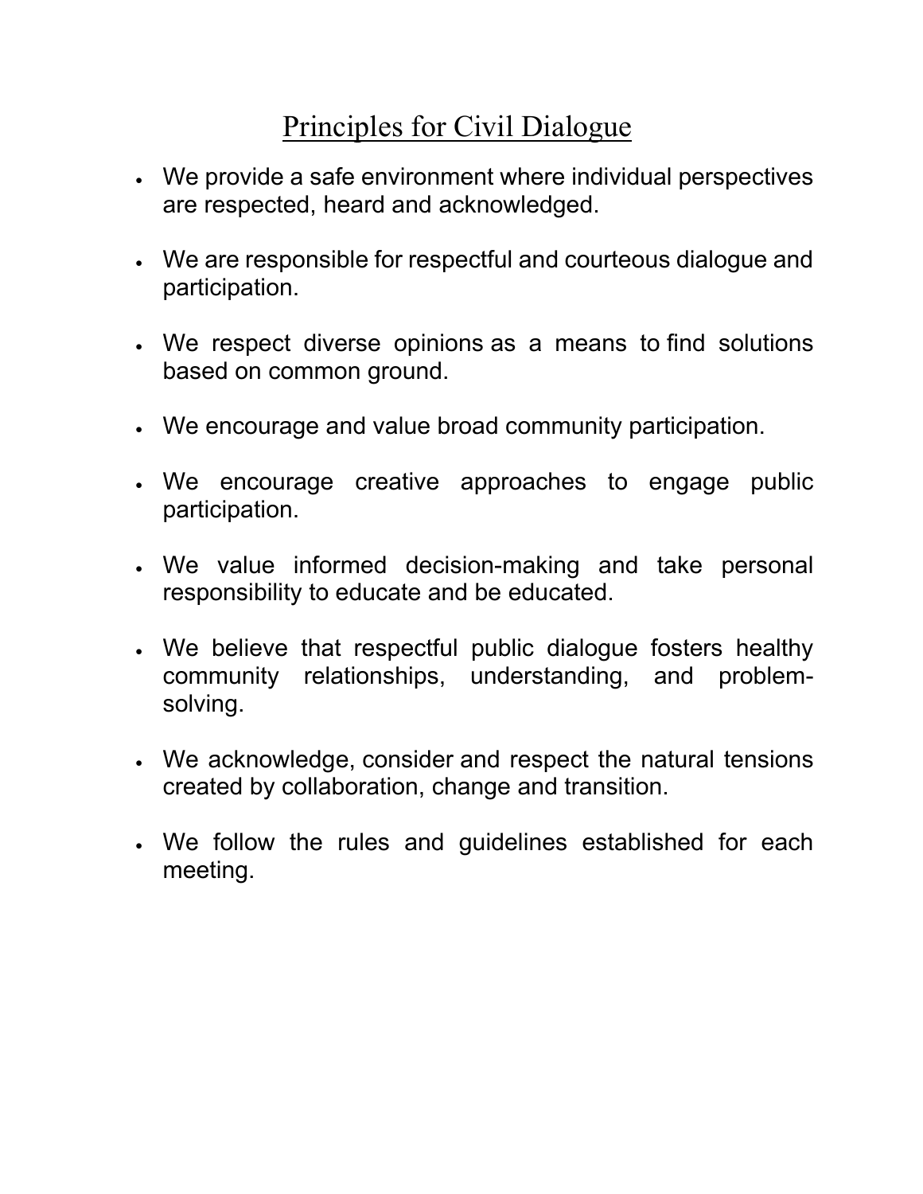# Principles for Civil Dialogue

- We provide a safe environment where individual perspectives are respected, heard and acknowledged.
- We are responsible for respectful and courteous dialogue and participation.
- We respect diverse opinions as a means to find solutions based on common ground.
- We encourage and value broad community participation.
- We encourage creative approaches to engage public participation.
- We value informed decision-making and take personal responsibility to educate and be educated.
- We believe that respectful public dialogue fosters healthy community relationships, understanding, and problem-solving.
- We acknowledge, consider and respect the natural tensions created by collaboration, change and transition.
- We follow the rules and guidelines established for each meeting.